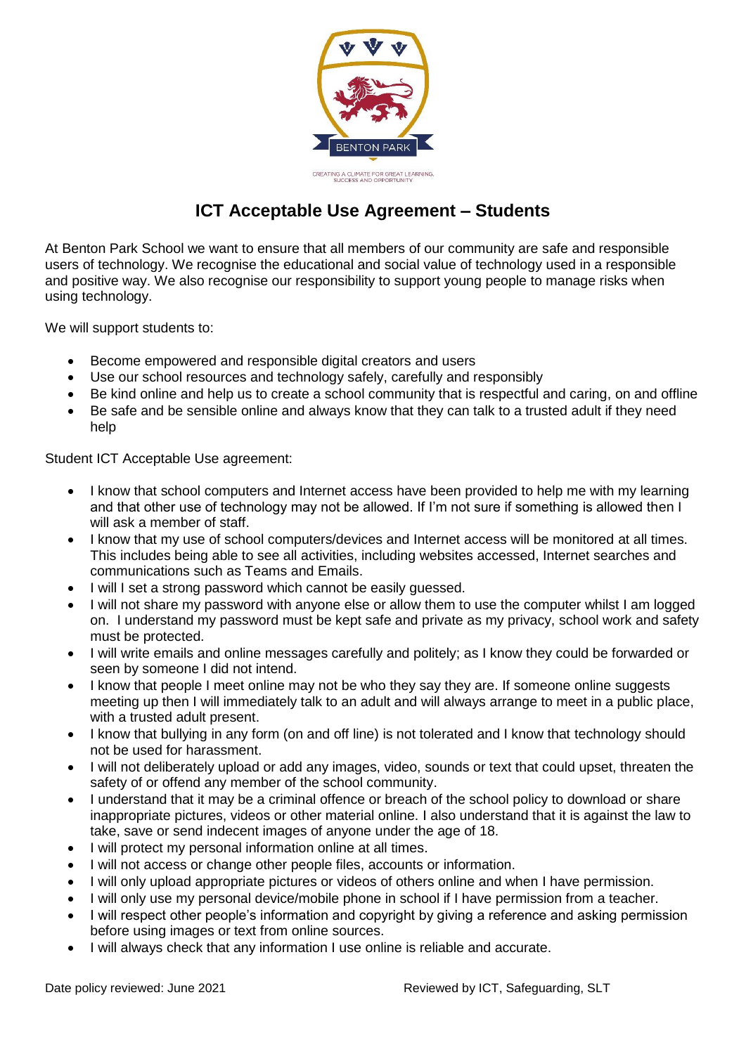BENTON PARK

CREATING A CLIMATE FOR GREAT LEARNING, SUCCESS AND OPPORTUNITY

# ICT Acceptable Use Agreement – Students

At Benton Park School we want to ensure that all members of our community are safe and responsible users of technology. We recognise the educational and social value of technology used in a responsible and positive way. We also recognise our responsibility to support young people to manage risks when using technology.

We will support students to:

- Become empowered and responsible digital creators and users
- Use our school resources and technology safely, carefully and responsibly
- Be kind online and help us to create a school community that is respectful and caring, on and offline
- Be safe and be sensible online and always know that they can talk to a trusted adult if they need help

Student ICT Acceptable Use agreement:

- I know that school computers and Internet access have been provided to help me with my learning and that other use of technology may not be allowed. If I'm not sure if something is allowed then I will ask a member of staff.
- I know that my use of school computers/devices and Internet access will be monitored at all times. This includes being able to see all activities, including websites accessed, Internet searches and communications such as Teams and Emails.
- I will I set a strong password which cannot be easily guessed.
- I will not share my password with anyone else or allow them to use the computer whilst I am logged on. I understand my password must be kept safe and private as my privacy, school work and safety must be protected.
- I will write emails and online messages carefully and politely; as I know they could be forwarded or seen by someone I did not intend.
- I know that people I meet online may not be who they say they are. If someone online suggests meeting up then I will immediately talk to an adult and will always arrange to meet in a public place, with a trusted adult present.
- I know that bullying in any form (on and off line) is not tolerated and I know that technology should not be used for harassment.
- I will not deliberately upload or add any images, video, sounds or text that could upset, threaten the safety of or offend any member of the school community.
- I understand that it may be a criminal offence or breach of the school policy to download or share inappropriate pictures, videos or other material online. I also understand that it is against the law to take, save or send indecent images of anyone under the age of 18.
- I will protect my personal information online at all times.
- I will not access or change other people files, accounts or information.
- I will only upload appropriate pictures or videos of others online and when I have permission.
- I will only use my personal device/mobile phone in school if I have permission from a teacher.
- I will respect other people's information and copyright by giving a reference and asking permission before using images or text from online sources.
- I will always check that any information I use online is reliable and accurate.

Date policy reviewed: June 2021 Reviewed by ICT, Safeguarding, SLT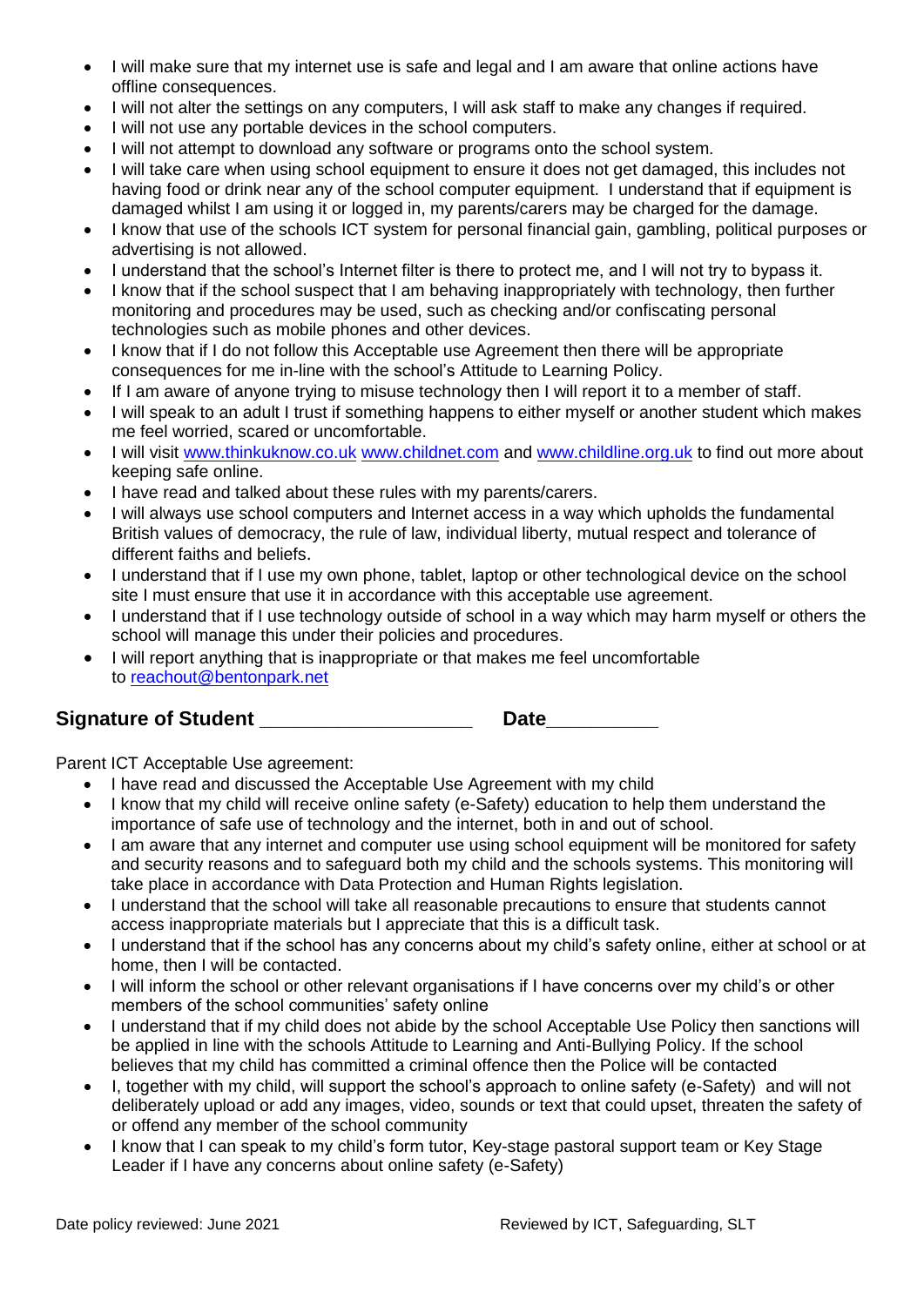- I will make sure that my internet use is safe and legal and I am aware that online actions have offline consequences.
- I will not alter the settings on any computers, I will ask staff to make any changes if required.
- I will not use any portable devices in the school computers.
- I will not attempt to download any software or programs onto the school system.
- I will take care when using school equipment to ensure it does not get damaged, this includes not having food or drink near any of the school computer equipment. I understand that if equipment is damaged whilst I am using it or logged in, my parents/carers may be charged for the damage.
- I know that use of the schools ICT system for personal financial gain, gambling, political purposes or advertising is not allowed.
- I understand that the school's Internet filter is there to protect me, and I will not try to bypass it.
- I know that if the school suspect that I am behaving inappropriately with technology, then further monitoring and procedures may be used, such as checking and/or confiscating personal technologies such as mobile phones and other devices.
- I know that if I do not follow this Acceptable use Agreement then there will be appropriate consequences for me in-line with the school's Attitude to Learning Policy.
- If I am aware of anyone trying to misuse technology then I will report it to a member of staff.
- I will speak to an adult I trust if something happens to either myself or another student which makes me feel worried, scared or uncomfortable.
- I will visit [www.thinkuknow.co.uk](www.thinkuknow.co.uk) [www.childnet.com](www.childnet.com) and [www.childline.org.uk](www.childline.org.uk) to find out more about keeping safe online.
- I have read and talked about these rules with my parents/carers.
- I will always use school computers and Internet access in a way which upholds the fundamental British values of democracy, the rule of law, individual liberty, mutual respect and tolerance of different faiths and beliefs.
- I understand that if I use my own phone, tablet, laptop or other technological device on the school site I must ensure that use it in accordance with this acceptable use agreement.
- I understand that if I use technology outside of school in a way which may harm myself or others the school will manage this under their policies and procedures.
- I will report anything that is inappropriate or that makes me feel uncomfortable to [reachout@bentonpark.net](mailto:reachout@bentonpark.net)

**Signature of Student ___________________ Date__________**

Parent ICT Acceptable Use agreement:

- I have read and discussed the Acceptable Use Agreement with my child
- I know that my child will receive online safety (e-Safety) education to help them understand the importance of safe use of technology and the internet, both in and out of school.
- I am aware that any internet and computer use using school equipment will be monitored for safety and security reasons and to safeguard both my child and the schools systems. This monitoring will take place in accordance with Data Protection and Human Rights legislation.
- I understand that the school will take all reasonable precautions to ensure that students cannot access inappropriate materials but I appreciate that this is a difficult task.
- I understand that if the school has any concerns about my child's safety online, either at school or at home, then I will be contacted.
- I will inform the school or other relevant organisations if I have concerns over my child's or other members of the school communities' safety online
- I understand that if my child does not abide by the school Acceptable Use Policy then sanctions will be applied in line with the schools Attitude to Learning and Anti-Bullying Policy. If the school believes that my child has committed a criminal offence then the Police will be contacted
- I, together with my child, will support the school's approach to online safety (e-Safety) and will not deliberately upload or add any images, video, sounds or text that could upset, threaten the safety of or offend any member of the school community
- I know that I can speak to my child's form tutor, Key-stage pastoral support team or Key Stage Leader if I have any concerns about online safety (e-Safety)

Date policy reviewed: June 2021 Reviewed by ICT, Safeguarding, SLT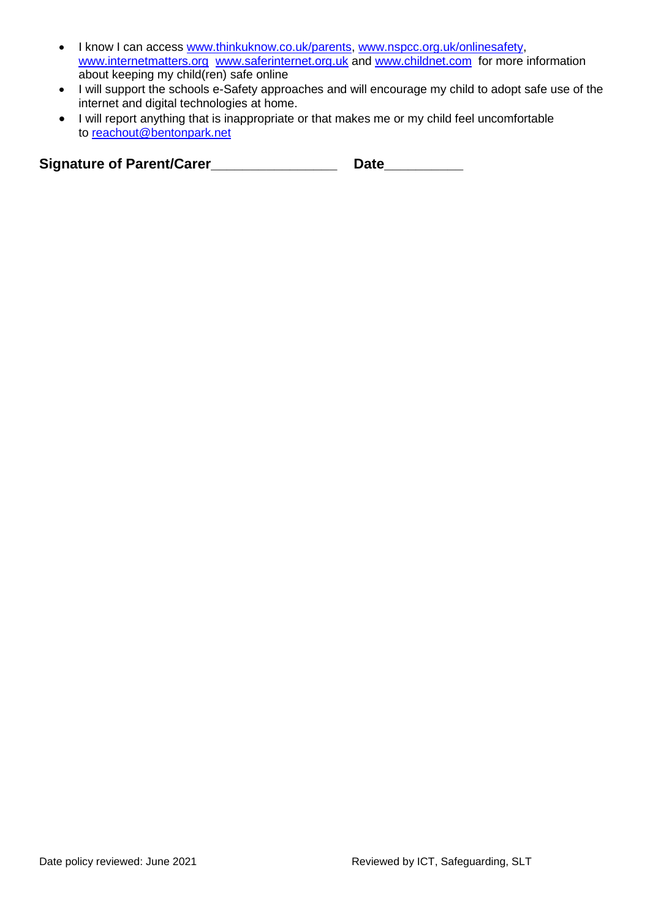- I know I can access www.thinkuknow.co.uk/parents, www.nspcc.org.uk/onlinesafety, www.internetmatters.org www.saferinternet.org.uk and www.childnet.com for more information about keeping my child(ren) safe online
- I will support the schools e-Safety approaches and will encourage my child to adopt safe use of the internet and digital technologies at home.
- I will report anything that is inappropriate or that makes me or my child feel uncomfortable to reachout@bentonpark.net

**Signature of Parent/Carer**________________ **Date**__________

Date policy reviewed: June 2021 Reviewed by ICT, Safeguarding, SLT